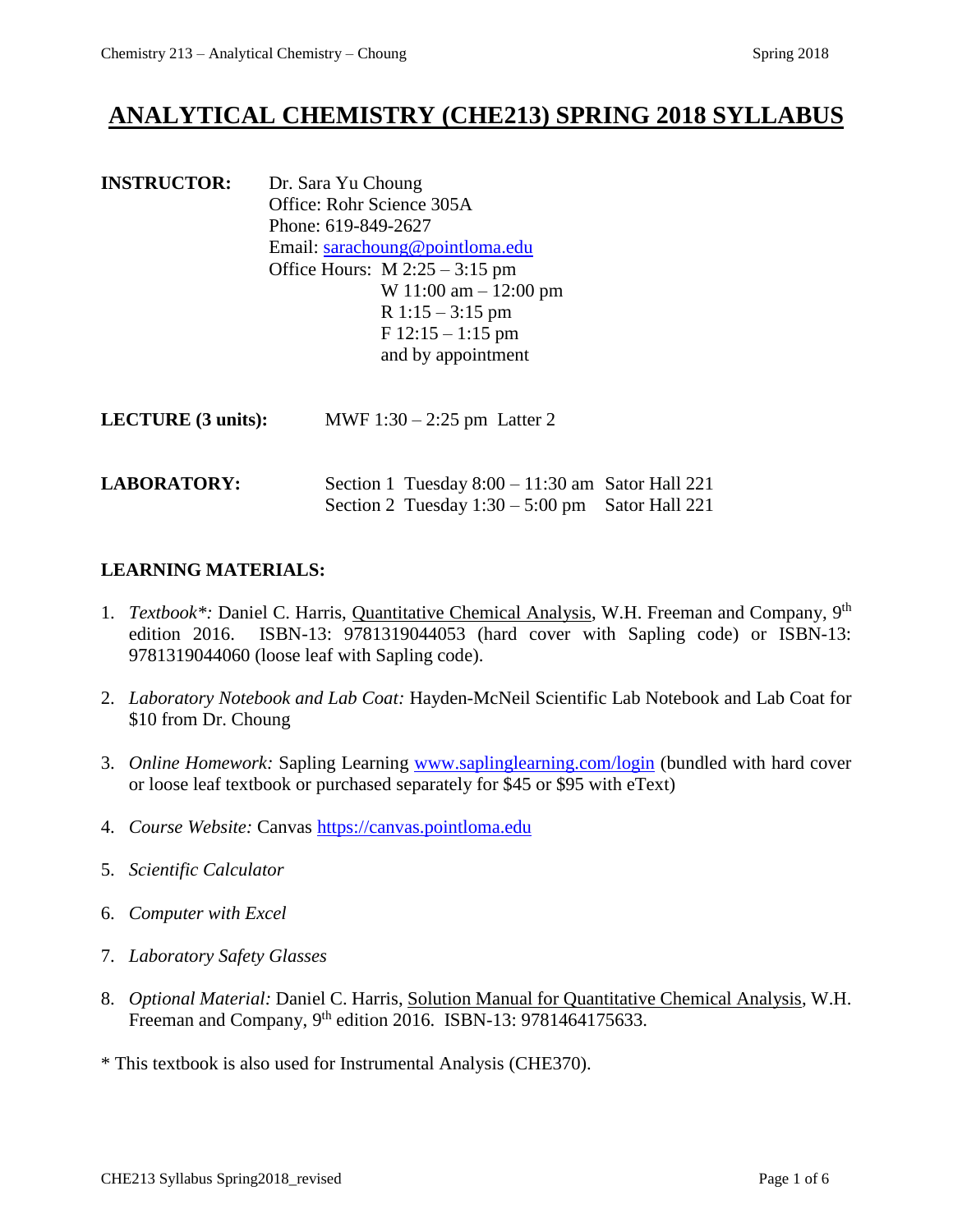# ANALYTICAL CHEMISTRY (CHE213) SPRING 2018 SYLLABUS

**INSTRUCTOR:** Dr. Sara Yu Choung
Office: Rohr Science 305A
Phone: 619-849-2627
Email: sarachoung@pointloma.edu
Office Hours: M 2:25 – 3:15 pm
W 11:00 am – 12:00 pm
R 1:15 – 3:15 pm
F 12:15 – 1:15 pm
and by appointment

**LECTURE (3 units):** MWF 1:30 – 2:25 pm Latter 2

**LABORATORY:** Section 1 Tuesday 8:00 – 11:30 am Sator Hall 221
Section 2 Tuesday 1:30 – 5:00 pm Sator Hall 221

## LEARNING MATERIALS:

1. *Textbook*:* Daniel C. Harris, Quantitative Chemical Analysis, W.H. Freeman and Company, 9th edition 2016. ISBN-13: 9781319044053 (hard cover with Sapling code) or ISBN-13: 9781319044060 (loose leaf with Sapling code).
2. *Laboratory Notebook and Lab Coat:* Hayden-McNeil Scientific Lab Notebook and Lab Coat for $10 from Dr. Choung
3. *Online Homework:* Sapling Learning www.saplinglearning.com/login (bundled with hard cover or loose leaf textbook or purchased separately for $45 or $95 with eText)
4. *Course Website:* Canvas https://canvas.pointloma.edu
5. *Scientific Calculator*
6. *Computer with Excel*
7. *Laboratory Safety Glasses*
8. *Optional Material:* Daniel C. Harris, Solution Manual for Quantitative Chemical Analysis, W.H. Freeman and Company, 9th edition 2016. ISBN-13: 9781464175633.

* This textbook is also used for Instrumental Analysis (CHE370).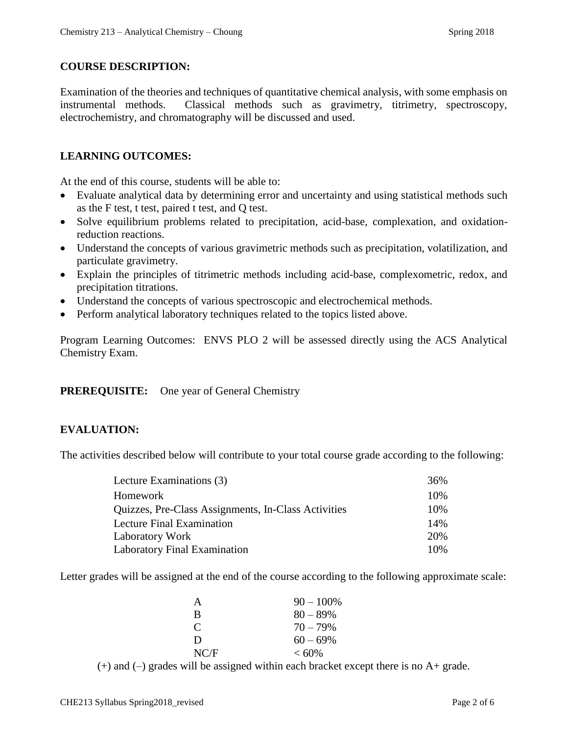## COURSE DESCRIPTION:

Examination of the theories and techniques of quantitative chemical analysis, with some emphasis on instrumental methods. Classical methods such as gravimetry, titrimetry, spectroscopy, electrochemistry, and chromatography will be discussed and used.

## LEARNING OUTCOMES:

At the end of this course, students will be able to:

- Evaluate analytical data by determining error and uncertainty and using statistical methods such as the F test, t test, paired t test, and Q test.
- Solve equilibrium problems related to precipitation, acid-base, complexation, and oxidation-reduction reactions.
- Understand the concepts of various gravimetric methods such as precipitation, volatilization, and particulate gravimetry.
- Explain the principles of titrimetric methods including acid-base, complexometric, redox, and precipitation titrations.
- Understand the concepts of various spectroscopic and electrochemical methods.
- Perform analytical laboratory techniques related to the topics listed above.

Program Learning Outcomes: ENVS PLO 2 will be assessed directly using the ACS Analytical Chemistry Exam.

**PREREQUISITE:** One year of General Chemistry

## EVALUATION:

The activities described below will contribute to your total course grade according to the following:

| | |
|---|---|
| Lecture Examinations (3) | 36% |
| Homework | 10% |
| Quizzes, Pre-Class Assignments, In-Class Activities | 10% |
| Lecture Final Examination | 14% |
| Laboratory Work | 20% |
| Laboratory Final Examination | 10% |

Letter grades will be assigned at the end of the course according to the following approximate scale:

| | |
|---|---|
| A | 90 – 100% |
| B | 80 – 89% |
| C | 70 – 79% |
| D | 60 – 69% |
| NC/F | < 60% |

(+) and (–) grades will be assigned within each bracket except there is no A+ grade.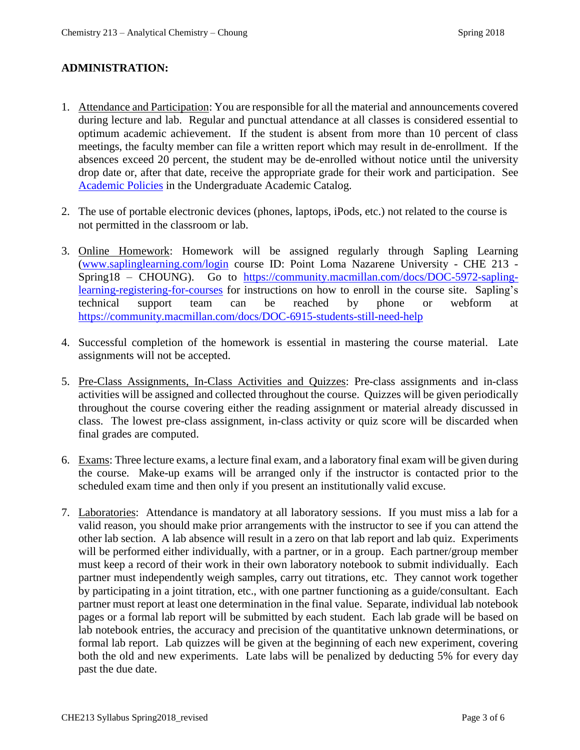## ADMINISTRATION:

1. Attendance and Participation: You are responsible for all the material and announcements covered during lecture and lab. Regular and punctual attendance at all classes is considered essential to optimum academic achievement. If the student is absent from more than 10 percent of class meetings, the faculty member can file a written report which may result in de-enrollment. If the absences exceed 20 percent, the student may be de-enrolled without notice until the university drop date or, after that date, receive the appropriate grade for their work and participation. See Academic Policies in the Undergraduate Academic Catalog.

2. The use of portable electronic devices (phones, laptops, iPods, etc.) not related to the course is not permitted in the classroom or lab.

3. Online Homework: Homework will be assigned regularly through Sapling Learning (www.saplinglearning.com/login course ID: Point Loma Nazarene University - CHE 213 - Spring18 – CHOUNG). Go to https://community.macmillan.com/docs/DOC-5972-sapling-learning-registering-for-courses for instructions on how to enroll in the course site. Sapling's technical support team can be reached by phone or webform at https://community.macmillan.com/docs/DOC-6915-students-still-need-help

4. Successful completion of the homework is essential in mastering the course material. Late assignments will not be accepted.

5. Pre-Class Assignments, In-Class Activities and Quizzes: Pre-class assignments and in-class activities will be assigned and collected throughout the course. Quizzes will be given periodically throughout the course covering either the reading assignment or material already discussed in class. The lowest pre-class assignment, in-class activity or quiz score will be discarded when final grades are computed.

6. Exams: Three lecture exams, a lecture final exam, and a laboratory final exam will be given during the course. Make-up exams will be arranged only if the instructor is contacted prior to the scheduled exam time and then only if you present an institutionally valid excuse.

7. Laboratories: Attendance is mandatory at all laboratory sessions. If you must miss a lab for a valid reason, you should make prior arrangements with the instructor to see if you can attend the other lab section. A lab absence will result in a zero on that lab report and lab quiz. Experiments will be performed either individually, with a partner, or in a group. Each partner/group member must keep a record of their work in their own laboratory notebook to submit individually. Each partner must independently weigh samples, carry out titrations, etc. They cannot work together by participating in a joint titration, etc., with one partner functioning as a guide/consultant. Each partner must report at least one determination in the final value. Separate, individual lab notebook pages or a formal lab report will be submitted by each student. Each lab grade will be based on lab notebook entries, the accuracy and precision of the quantitative unknown determinations, or formal lab report. Lab quizzes will be given at the beginning of each new experiment, covering both the old and new experiments. Late labs will be penalized by deducting 5% for every day past the due date.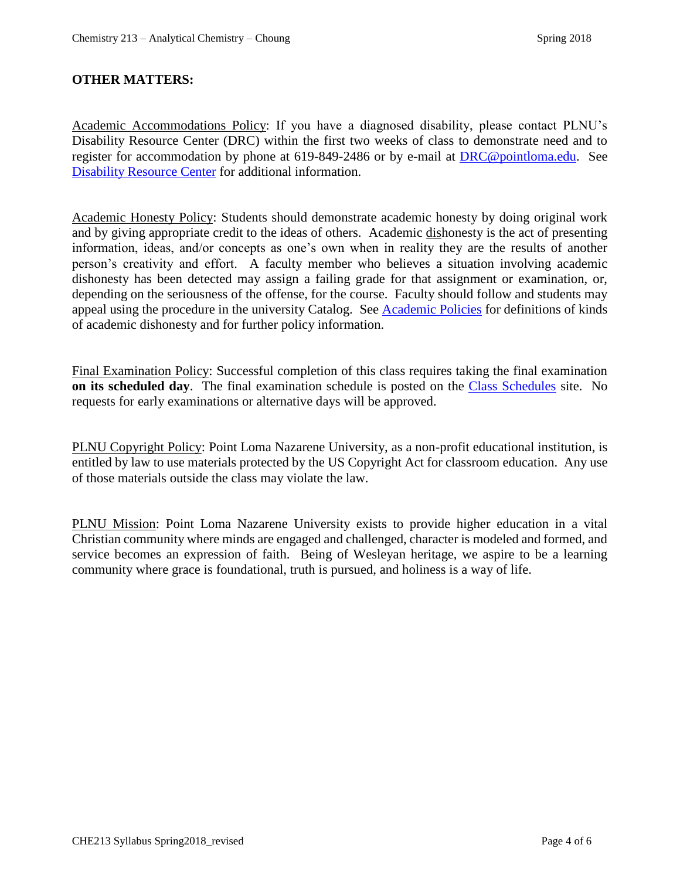**OTHER MATTERS:**

Academic Accommodations Policy: If you have a diagnosed disability, please contact PLNU's Disability Resource Center (DRC) within the first two weeks of class to demonstrate need and to register for accommodation by phone at 619-849-2486 or by e-mail at DRC@pointloma.edu. See Disability Resource Center for additional information.

Academic Honesty Policy: Students should demonstrate academic honesty by doing original work and by giving appropriate credit to the ideas of others. Academic dishonesty is the act of presenting information, ideas, and/or concepts as one's own when in reality they are the results of another person's creativity and effort. A faculty member who believes a situation involving academic dishonesty has been detected may assign a failing grade for that assignment or examination, or, depending on the seriousness of the offense, for the course. Faculty should follow and students may appeal using the procedure in the university Catalog. See Academic Policies for definitions of kinds of academic dishonesty and for further policy information.

Final Examination Policy: Successful completion of this class requires taking the final examination **on its scheduled day**. The final examination schedule is posted on the Class Schedules site. No requests for early examinations or alternative days will be approved.

PLNU Copyright Policy: Point Loma Nazarene University, as a non-profit educational institution, is entitled by law to use materials protected by the US Copyright Act for classroom education. Any use of those materials outside the class may violate the law.

PLNU Mission: Point Loma Nazarene University exists to provide higher education in a vital Christian community where minds are engaged and challenged, character is modeled and formed, and service becomes an expression of faith. Being of Wesleyan heritage, we aspire to be a learning community where grace is foundational, truth is pursued, and holiness is a way of life.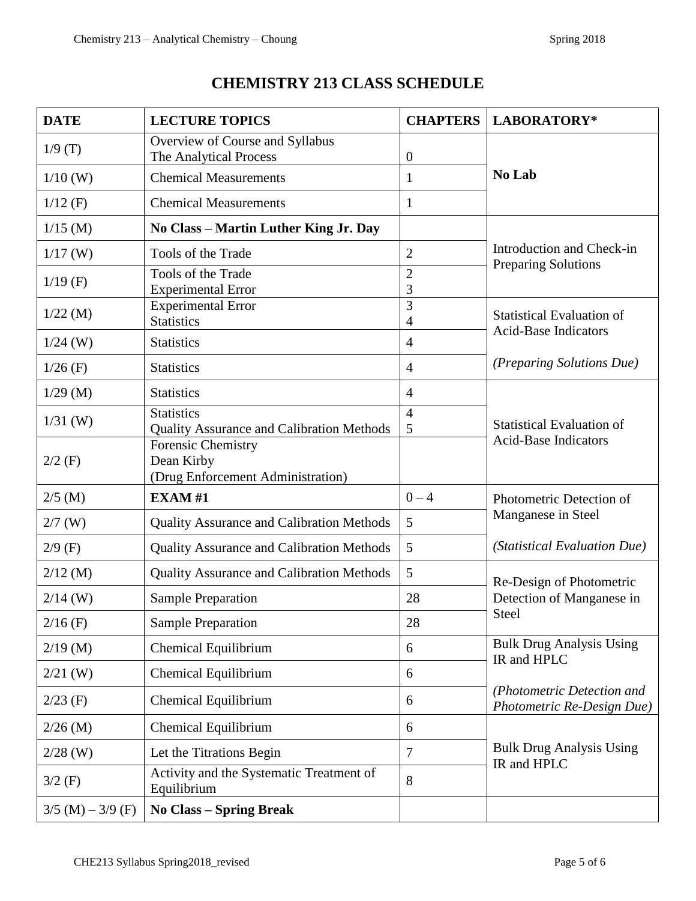# CHEMISTRY 213 CLASS SCHEDULE

| DATE | LECTURE TOPICS | CHAPTERS | LABORATORY* |
|---|---|---|---|
| 1/9 (T) | Overview of Course and Syllabus<br>The Analytical Process | 0 | **No Lab** |
| 1/10 (W) | Chemical Measurements | 1 | |
| 1/12 (F) | Chemical Measurements | 1 | |
| 1/15 (M) | **No Class – Martin Luther King Jr. Day** | | Introduction and Check-in<br>Preparing Solutions |
| 1/17 (W) | Tools of the Trade | 2 | |
| 1/19 (F) | Tools of the Trade<br>Experimental Error | 2<br>3 | |
| 1/22 (M) | Experimental Error<br>Statistics | 3<br>4 | Statistical Evaluation of Acid-Base Indicators<br><br>*(Preparing Solutions Due)* |
| 1/24 (W) | Statistics | 4 | |
| 1/26 (F) | Statistics | 4 | |
| 1/29 (M) | Statistics | 4 | Statistical Evaluation of Acid-Base Indicators |
| 1/31 (W) | Statistics<br>Quality Assurance and Calibration Methods | 4<br>5 | |
| 2/2 (F) | Forensic Chemistry<br>Dean Kirby<br>(Drug Enforcement Administration) | | |
| 2/5 (M) | **EXAM #1** | 0 – 4 | Photometric Detection of Manganese in Steel<br><br>*(Statistical Evaluation Due)* |
| 2/7 (W) | Quality Assurance and Calibration Methods | 5 | |
| 2/9 (F) | Quality Assurance and Calibration Methods | 5 | |
| 2/12 (M) | Quality Assurance and Calibration Methods | 5 | Re-Design of Photometric Detection of Manganese in Steel |
| 2/14 (W) | Sample Preparation | 28 | |
| 2/16 (F) | Sample Preparation | 28 | |
| 2/19 (M) | Chemical Equilibrium | 6 | Bulk Drug Analysis Using IR and HPLC<br><br>*(Photometric Detection and Photometric Re-Design Due)* |
| 2/21 (W) | Chemical Equilibrium | 6 | |
| 2/23 (F) | Chemical Equilibrium | 6 | |
| 2/26 (M) | Chemical Equilibrium | 6 | Bulk Drug Analysis Using IR and HPLC |
| 2/28 (W) | Let the Titrations Begin | 7 | |
| 3/2 (F) | Activity and the Systematic Treatment of Equilibrium | 8 | |
| 3/5 (M) – 3/9 (F) | **No Class – Spring Break** | | |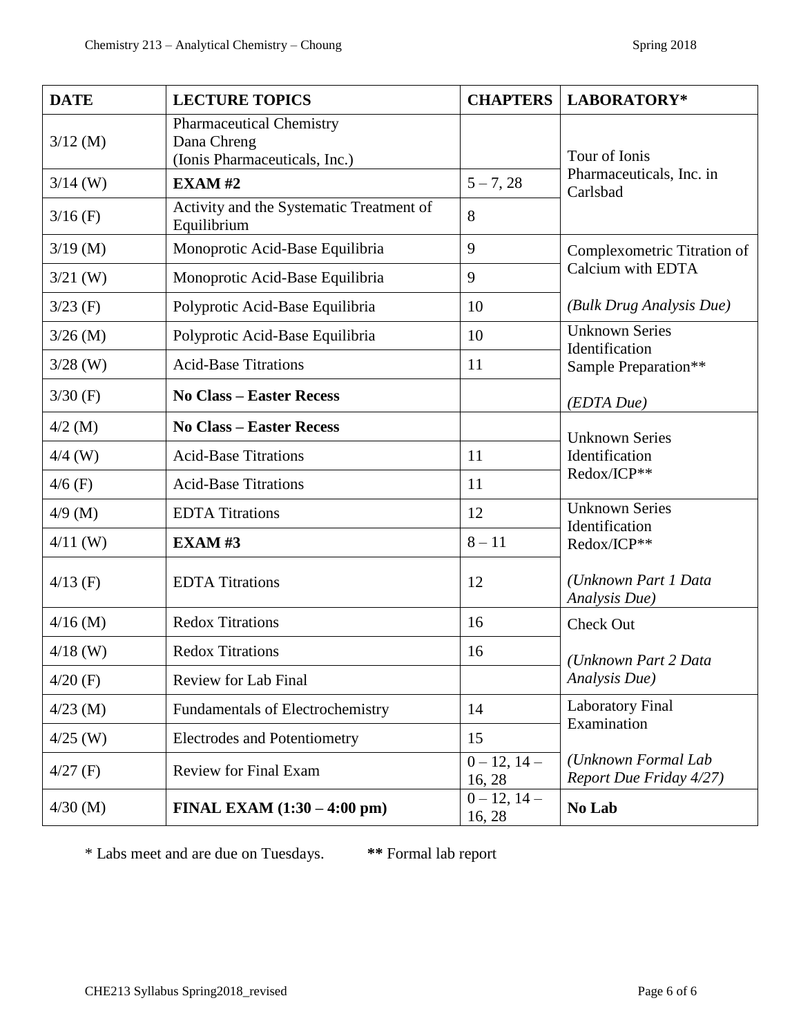| DATE | LECTURE TOPICS | CHAPTERS | LABORATORY* |
|---|---|---|---|
| 3/12 (M) | Pharmaceutical Chemistry Dana Chreng (Ionis Pharmaceuticals, Inc.) | | Tour of Ionis Pharmaceuticals, Inc. in Carlsbad |
| 3/14 (W) | **EXAM #2** | 5 – 7, 28 | |
| 3/16 (F) | Activity and the Systematic Treatment of Equilibrium | 8 | |
| 3/19 (M) | Monoprotic Acid-Base Equilibria | 9 | Complexometric Titration of Calcium with EDTA |
| 3/21 (W) | Monoprotic Acid-Base Equilibria | 9 | |
| 3/23 (F) | Polyprotic Acid-Base Equilibria | 10 | *(Bulk Drug Analysis Due)* |
| 3/26 (M) | Polyprotic Acid-Base Equilibria | 10 | Unknown Series Identification Sample Preparation** |
| 3/28 (W) | Acid-Base Titrations | 11 | |
| 3/30 (F) | **No Class – Easter Recess** | | *(EDTA Due)* |
| 4/2 (M) | **No Class – Easter Recess** | | Unknown Series Identification Redox/ICP** |
| 4/4 (W) | Acid-Base Titrations | 11 | |
| 4/6 (F) | Acid-Base Titrations | 11 | |
| 4/9 (M) | EDTA Titrations | 12 | Unknown Series Identification Redox/ICP** |
| 4/11 (W) | **EXAM #3** | 8 – 11 | |
| 4/13 (F) | EDTA Titrations | 12 | *(Unknown Part 1 Data Analysis Due)* |
| 4/16 (M) | Redox Titrations | 16 | Check Out |
| 4/18 (W) | Redox Titrations | 16 | *(Unknown Part 2 Data Analysis Due)* |
| 4/20 (F) | Review for Lab Final | | |
| 4/23 (M) | Fundamentals of Electrochemistry | 14 | Laboratory Final Examination |
| 4/25 (W) | Electrodes and Potentiometry | 15 | |
| 4/27 (F) | Review for Final Exam | 0 – 12, 14 – 16, 28 | *(Unknown Formal Lab Report Due Friday 4/27)* |
| 4/30 (M) | **FINAL EXAM (1:30 – 4:00 pm)** | 0 – 12, 14 – 16, 28 | **No Lab** |

* Labs meet and are due on Tuesdays. **\*\*** Formal lab report